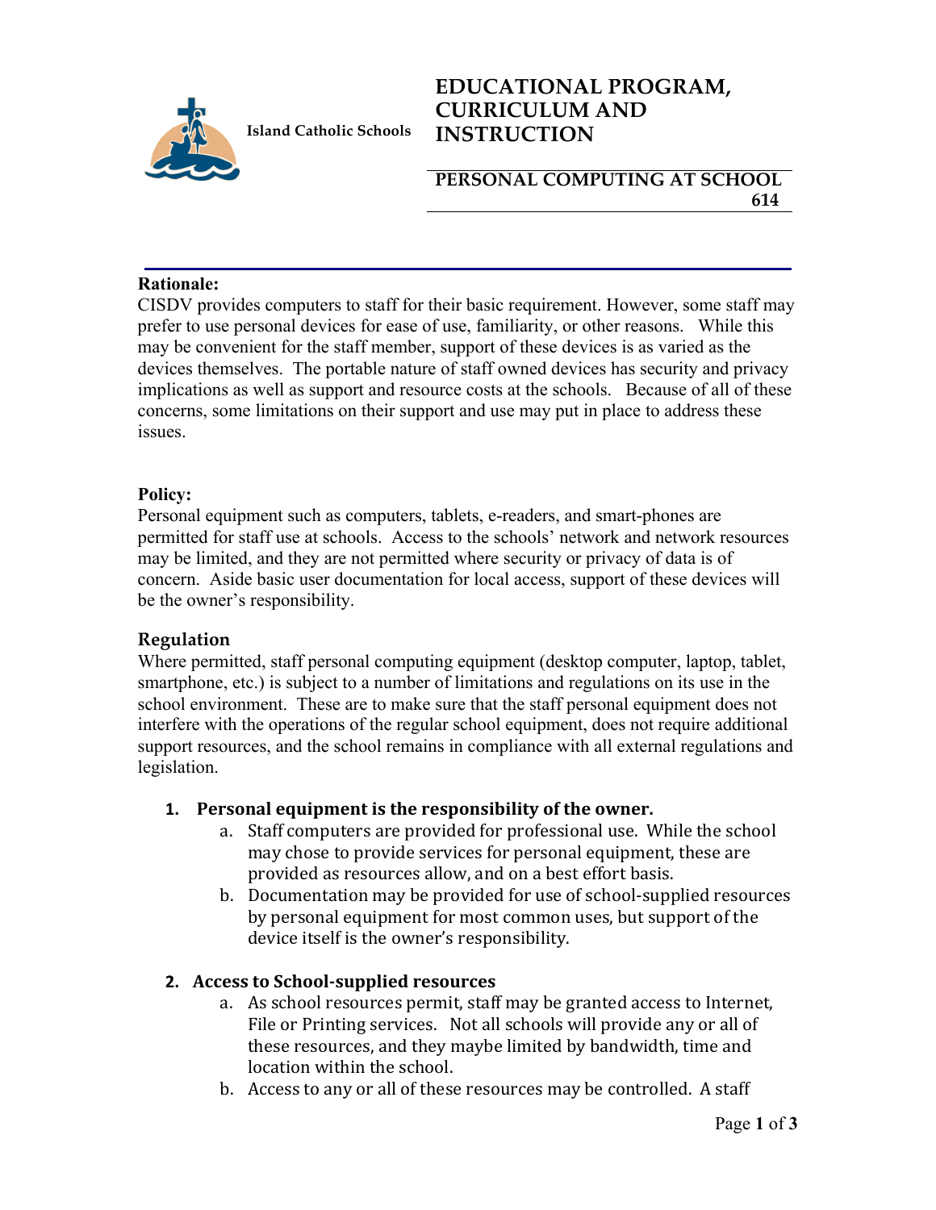Island Catholic Schools

# EDUCATIONAL PROGRAM, CURRICULUM AND INSTRUCTION

## PERSONAL COMPUTING AT SCHOOL 614

**Rationale:**

CISDV provides computers to staff for their basic requirement. However, some staff may prefer to use personal devices for ease of use, familiarity, or other reasons. While this may be convenient for the staff member, support of these devices is as varied as the devices themselves. The portable nature of staff owned devices has security and privacy implications as well as support and resource costs at the schools. Because of all of these concerns, some limitations on their support and use may put in place to address these issues.

**Policy:**

Personal equipment such as computers, tablets, e-readers, and smart-phones are permitted for staff use at schools. Access to the schools' network and network resources may be limited, and they are not permitted where security or privacy of data is of concern. Aside basic user documentation for local access, support of these devices will be the owner's responsibility.

### Regulation

Where permitted, staff personal computing equipment (desktop computer, laptop, tablet, smartphone, etc.) is subject to a number of limitations and regulations on its use in the school environment. These are to make sure that the staff personal equipment does not interfere with the operations of the regular school equipment, does not require additional support resources, and the school remains in compliance with all external regulations and legislation.

1. **Personal equipment is the responsibility of the owner.**
   a. Staff computers are provided for professional use. While the school may chose to provide services for personal equipment, these are provided as resources allow, and on a best effort basis.
   b. Documentation may be provided for use of school-supplied resources by personal equipment for most common uses, but support of the device itself is the owner's responsibility.

2. **Access to School-supplied resources**
   a. As school resources permit, staff may be granted access to Internet, File or Printing services. Not all schools will provide any or all of these resources, and they maybe limited by bandwidth, time and location within the school.
   b. Access to any or all of these resources may be controlled. A staff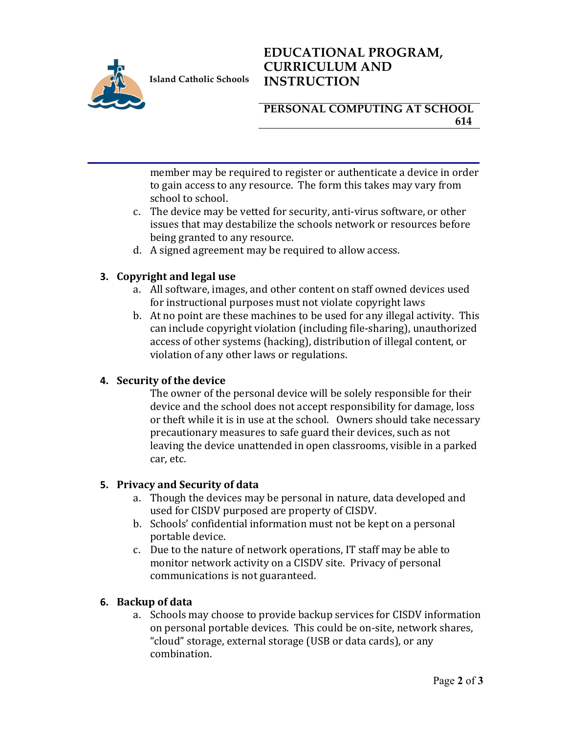member may be required to register or authenticate a device in order to gain access to any resource. The form this takes may vary from school to school.

c. The device may be vetted for security, anti-virus software, or other issues that may destabilize the schools network or resources before being granted to any resource.
d. A signed agreement may be required to allow access.

**3. Copyright and legal use**

a. All software, images, and other content on staff owned devices used for instructional purposes must not violate copyright laws
b. At no point are these machines to be used for any illegal activity. This can include copyright violation (including file-sharing), unauthorized access of other systems (hacking), distribution of illegal content, or violation of any other laws or regulations.

**4. Security of the device**

The owner of the personal device will be solely responsible for their device and the school does not accept responsibility for damage, loss or theft while it is in use at the school. Owners should take necessary precautionary measures to safe guard their devices, such as not leaving the device unattended in open classrooms, visible in a parked car, etc.

**5. Privacy and Security of data**

a. Though the devices may be personal in nature, data developed and used for CISDV purposed are property of CISDV.
b. Schools' confidential information must not be kept on a personal portable device.
c. Due to the nature of network operations, IT staff may be able to monitor network activity on a CISDV site. Privacy of personal communications is not guaranteed.

**6. Backup of data**

a. Schools may choose to provide backup services for CISDV information on personal portable devices. This could be on-site, network shares, "cloud" storage, external storage (USB or data cards), or any combination.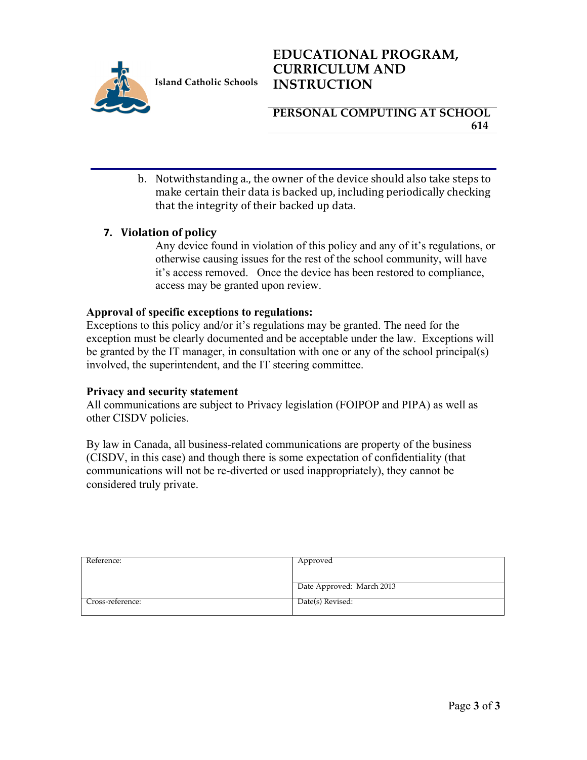b. Notwithstanding a., the owner of the device should also take steps to make certain their data is backed up, including periodically checking that the integrity of their backed up data.

### 7. Violation of policy

Any device found in violation of this policy and any of it's regulations, or otherwise causing issues for the rest of the school community, will have it's access removed. Once the device has been restored to compliance, access may be granted upon review.

**Approval of specific exceptions to regulations:**

Exceptions to this policy and/or it's regulations may be granted. The need for the exception must be clearly documented and be acceptable under the law. Exceptions will be granted by the IT manager, in consultation with one or any of the school principal(s) involved, the superintendent, and the IT steering committee.

**Privacy and security statement**

All communications are subject to Privacy legislation (FOIPOP and PIPA) as well as other CISDV policies.

By law in Canada, all business-related communications are property of the business (CISDV, in this case) and though there is some expectation of confidentiality (that communications will not be re-diverted or used inappropriately), they cannot be considered truly private.

| | |
|---|---|
| Reference: | Approved<br><br>Date Approved: March 2013 |
| Cross-reference: | Date(s) Revised: |